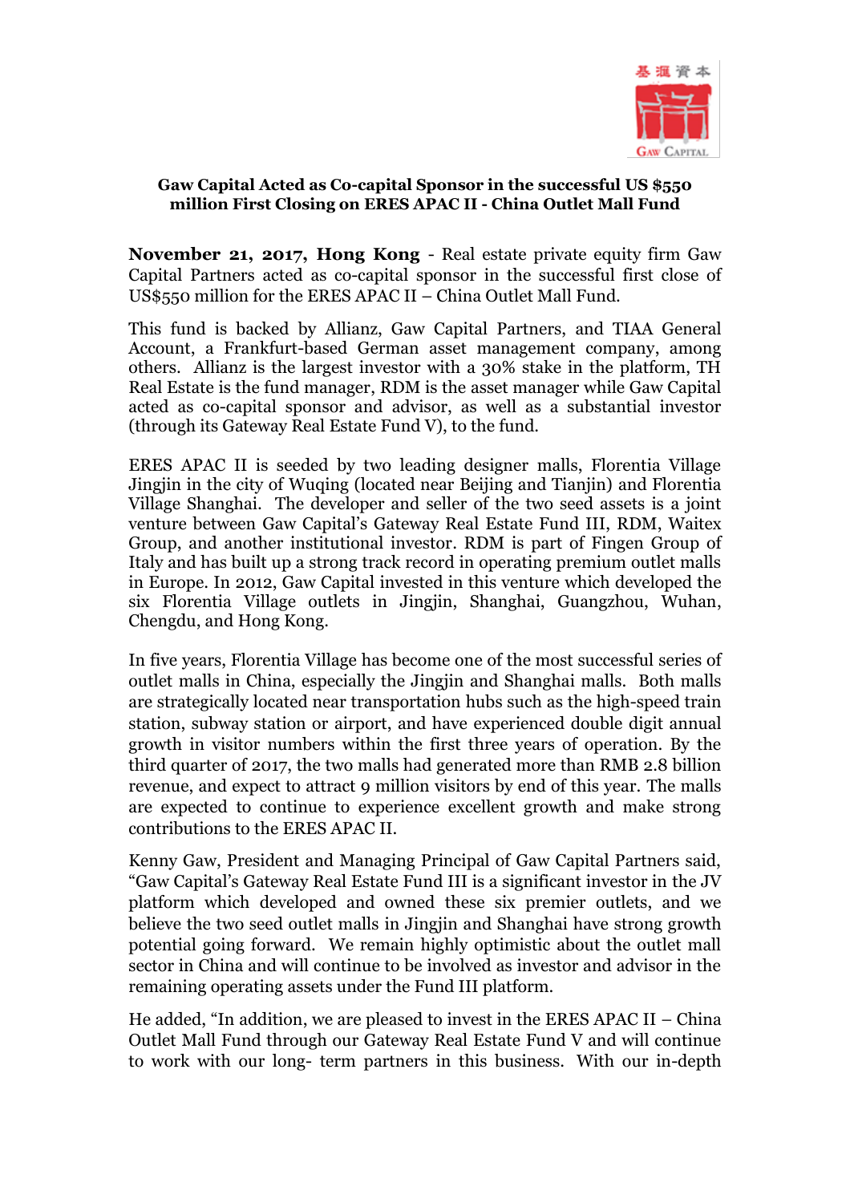**Gaw Capital Acted as Co-capital Sponsor in the successful US $550 million First Closing on ERES APAC II - China Outlet Mall Fund**

**November 21, 2017, Hong Kong** - Real estate private equity firm Gaw Capital Partners acted as co-capital sponsor in the successful first close of US$550 million for the ERES APAC II – China Outlet Mall Fund.

This fund is backed by Allianz, Gaw Capital Partners, and TIAA General Account, a Frankfurt-based German asset management company, among others. Allianz is the largest investor with a 30% stake in the platform, TH Real Estate is the fund manager, RDM is the asset manager while Gaw Capital acted as co-capital sponsor and advisor, as well as a substantial investor (through its Gateway Real Estate Fund V), to the fund.

ERES APAC II is seeded by two leading designer malls, Florentia Village Jingjin in the city of Wuqing (located near Beijing and Tianjin) and Florentia Village Shanghai. The developer and seller of the two seed assets is a joint venture between Gaw Capital's Gateway Real Estate Fund III, RDM, Waitex Group, and another institutional investor. RDM is part of Fingen Group of Italy and has built up a strong track record in operating premium outlet malls in Europe. In 2012, Gaw Capital invested in this venture which developed the six Florentia Village outlets in Jingjin, Shanghai, Guangzhou, Wuhan, Chengdu, and Hong Kong.

In five years, Florentia Village has become one of the most successful series of outlet malls in China, especially the Jingjin and Shanghai malls. Both malls are strategically located near transportation hubs such as the high-speed train station, subway station or airport, and have experienced double digit annual growth in visitor numbers within the first three years of operation. By the third quarter of 2017, the two malls had generated more than RMB 2.8 billion revenue, and expect to attract 9 million visitors by end of this year. The malls are expected to continue to experience excellent growth and make strong contributions to the ERES APAC II.

Kenny Gaw, President and Managing Principal of Gaw Capital Partners said, "Gaw Capital's Gateway Real Estate Fund III is a significant investor in the JV platform which developed and owned these six premier outlets, and we believe the two seed outlet malls in Jingjin and Shanghai have strong growth potential going forward. We remain highly optimistic about the outlet mall sector in China and will continue to be involved as investor and advisor in the remaining operating assets under the Fund III platform.

He added, "In addition, we are pleased to invest in the ERES APAC II – China Outlet Mall Fund through our Gateway Real Estate Fund V and will continue to work with our long- term partners in this business. With our in-depth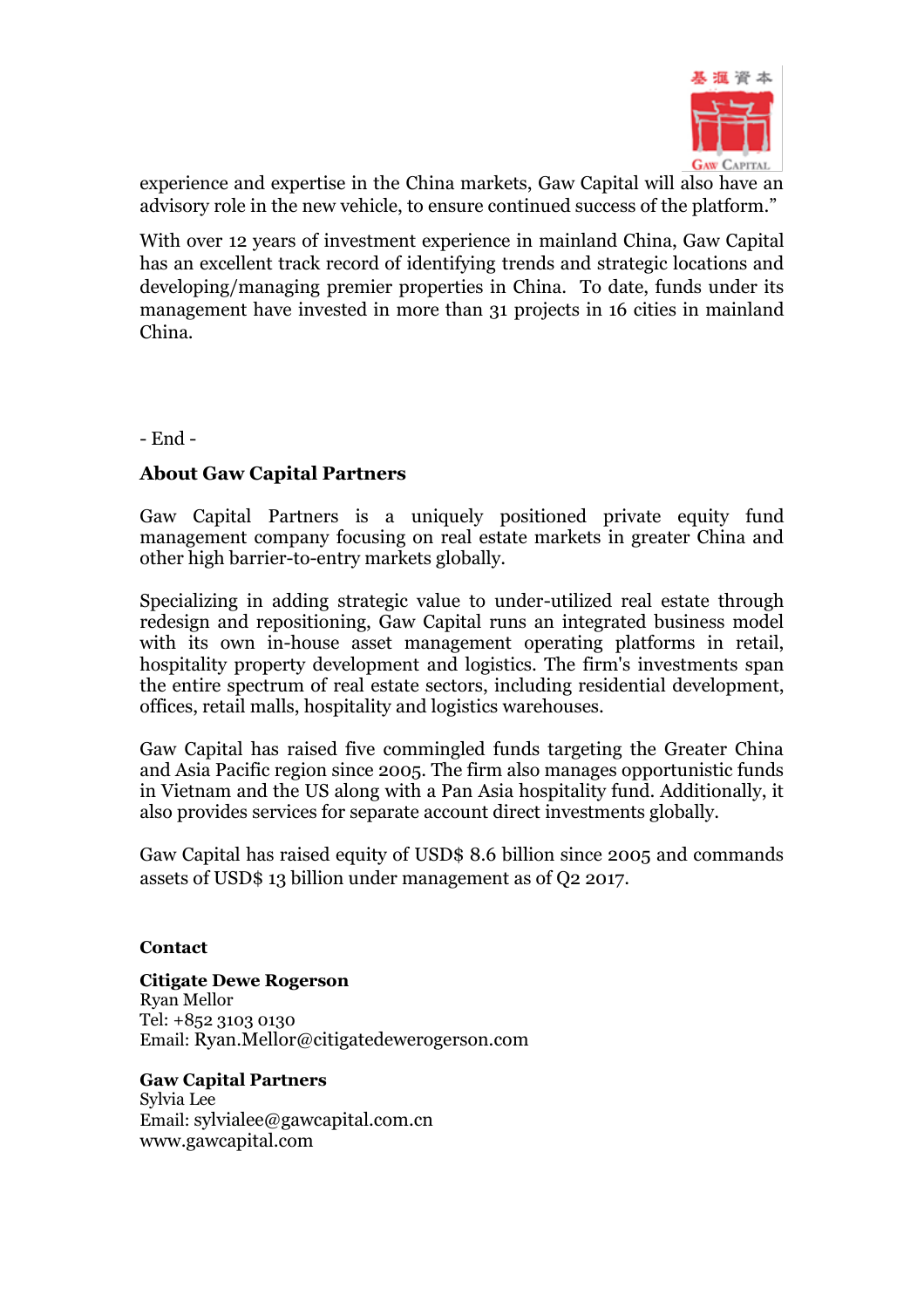experience and expertise in the China markets, Gaw Capital will also have an advisory role in the new vehicle, to ensure continued success of the platform."

With over 12 years of investment experience in mainland China, Gaw Capital has an excellent track record of identifying trends and strategic locations and developing/managing premier properties in China. To date, funds under its management have invested in more than 31 projects in 16 cities in mainland China.

\- End -

## About Gaw Capital Partners

Gaw Capital Partners is a uniquely positioned private equity fund management company focusing on real estate markets in greater China and other high barrier-to-entry markets globally.

Specializing in adding strategic value to under-utilized real estate through redesign and repositioning, Gaw Capital runs an integrated business model with its own in-house asset management operating platforms in retail, hospitality property development and logistics. The firm's investments span the entire spectrum of real estate sectors, including residential development, offices, retail malls, hospitality and logistics warehouses.

Gaw Capital has raised five commingled funds targeting the Greater China and Asia Pacific region since 2005. The firm also manages opportunistic funds in Vietnam and the US along with a Pan Asia hospitality fund. Additionally, it also provides services for separate account direct investments globally.

Gaw Capital has raised equity of USD$ 8.6 billion since 2005 and commands assets of USD$ 13 billion under management as of Q2 2017.

**Contact**

**Citigate Dewe Rogerson**
Ryan Mellor
Tel: +852 3103 0130
Email: Ryan.Mellor@citigatedewerogerson.com

**Gaw Capital Partners**
Sylvia Lee
Email: sylvialee@gawcapital.com.cn
www.gawcapital.com